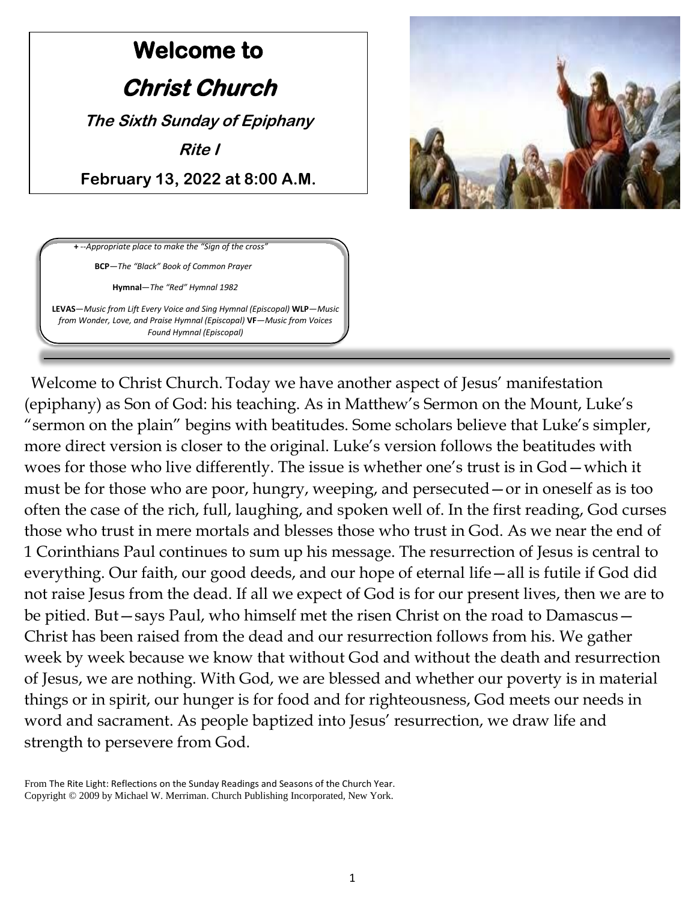# Welcome to

# Christ Church

### The Sixth Sunday of Epiphany

### Rite I

**February 13, 2022 at 8:00 A.M.**

**+** *--Appropriate place to make the "Sign of the cross"*

**BCP**—*The "Black" Book of Common Prayer*

**Hymnal**—*The "Red" Hymnal 1982*

**LEVAS**—*Music from Lift Every Voice and Sing Hymnal (Episcopal)* **WLP**—*Music from Wonder, Love, and Praise Hymnal (Episcopal)* **VF**—*Music from Voices Found Hymnal (Episcopal)*

---

Welcome to Christ Church. Today we have another aspect of Jesus' manifestation (epiphany) as Son of God: his teaching. As in Matthew's Sermon on the Mount, Luke's "sermon on the plain" begins with beatitudes. Some scholars believe that Luke's simpler, more direct version is closer to the original. Luke's version follows the beatitudes with woes for those who live differently. The issue is whether one's trust is in God—which it must be for those who are poor, hungry, weeping, and persecuted—or in oneself as is too often the case of the rich, full, laughing, and spoken well of. In the first reading, God curses those who trust in mere mortals and blesses those who trust in God. As we near the end of 1 Corinthians Paul continues to sum up his message. The resurrection of Jesus is central to everything. Our faith, our good deeds, and our hope of eternal life—all is futile if God did not raise Jesus from the dead. If all we expect of God is for our present lives, then we are to be pitied. But—says Paul, who himself met the risen Christ on the road to Damascus—Christ has been raised from the dead and our resurrection follows from his. We gather week by week because we know that without God and without the death and resurrection of Jesus, we are nothing. With God, we are blessed and whether our poverty is in material things or in spirit, our hunger is for food and for righteousness, God meets our needs in word and sacrament. As people baptized into Jesus' resurrection, we draw life and strength to persevere from God.

From The Rite Light: Reflections on the Sunday Readings and Seasons of the Church Year.
Copyright © 2009 by Michael W. Merriman. Church Publishing Incorporated, New York.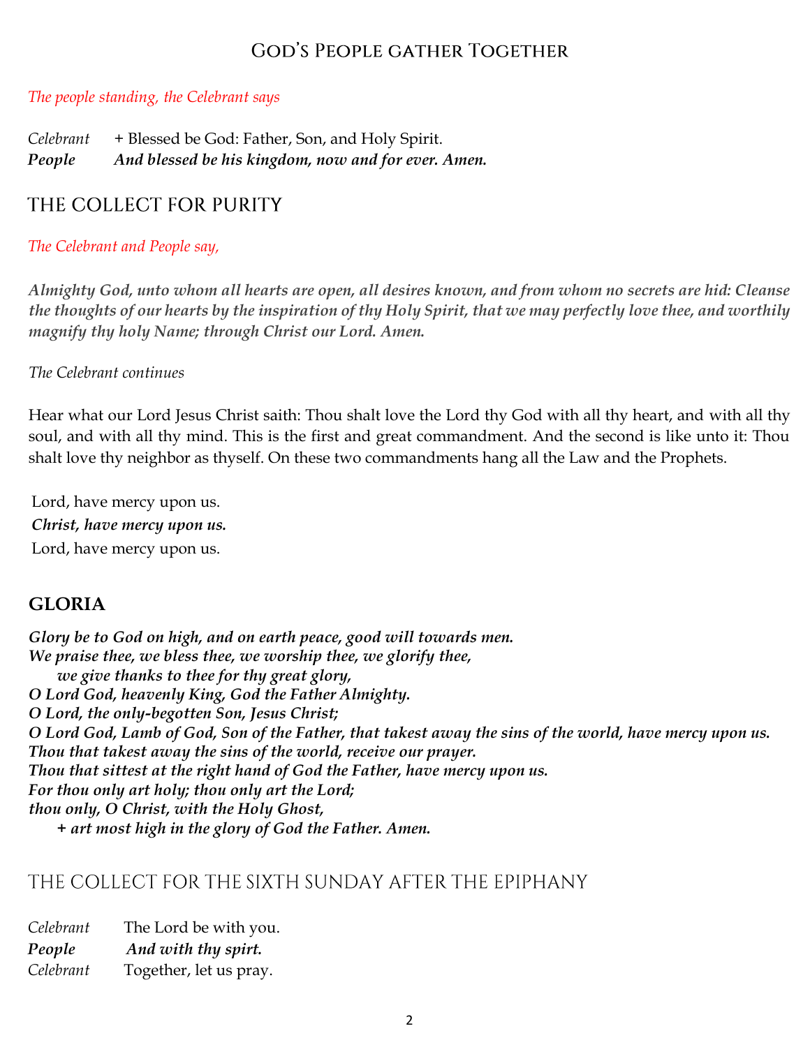## God's People gather Together

*The people standing, the Celebrant says*

*Celebrant* + Blessed be God: Father, Son, and Holy Spirit.
***People*** ***And blessed be his kingdom, now and for ever. Amen.***

## THE COLLECT FOR PURITY

*The Celebrant and People say,*

***Almighty God, unto whom all hearts are open, all desires known, and from whom no secrets are hid: Cleanse the thoughts of our hearts by the inspiration of thy Holy Spirit, that we may perfectly love thee, and worthily magnify thy holy Name; through Christ our Lord. Amen.***

*The Celebrant continues*

Hear what our Lord Jesus Christ saith: Thou shalt love the Lord thy God with all thy heart, and with all thy soul, and with all thy mind. This is the first and great commandment. And the second is like unto it: Thou shalt love thy neighbor as thyself. On these two commandments hang all the Law and the Prophets.

Lord, have mercy upon us.
***Christ, have mercy upon us.***
Lord, have mercy upon us.

## GLORIA

***Glory be to God on high, and on earth peace, good will towards men.***
***We praise thee, we bless thee, we worship thee, we glorify thee,***
***we give thanks to thee for thy great glory,***
***O Lord God, heavenly King, God the Father Almighty.***
***O Lord, the only-begotten Son, Jesus Christ;***
***O Lord God, Lamb of God, Son of the Father, that takest away the sins of the world, have mercy upon us.***
***Thou that takest away the sins of the world, receive our prayer.***
***Thou that sittest at the right hand of God the Father, have mercy upon us.***
***For thou only art holy; thou only art the Lord;***
***thou only, O Christ, with the Holy Ghost,***
***+ art most high in the glory of God the Father. Amen.***

## THE COLLECT FOR THE SIXTH SUNDAY AFTER THE EPIPHANY

*Celebrant* The Lord be with you.
***People*** ***And with thy spirt.***
*Celebrant* Together, let us pray.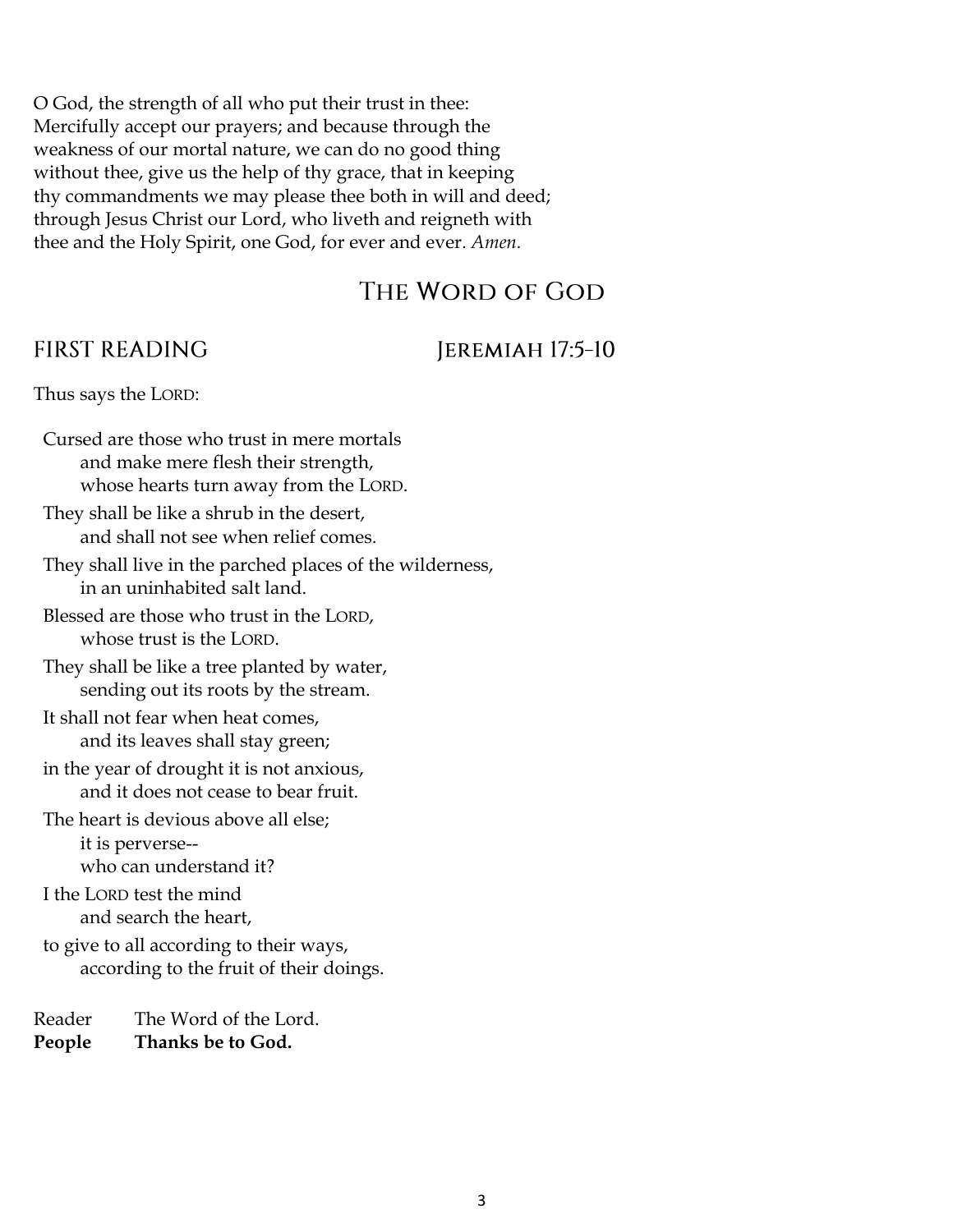O God, the strength of all who put their trust in thee: Mercifully accept our prayers; and because through the weakness of our mortal nature, we can do no good thing without thee, give us the help of thy grace, that in keeping thy commandments we may please thee both in will and deed; through Jesus Christ our Lord, who liveth and reigneth with thee and the Holy Spirit, one God, for ever and ever. *Amen.*

## The Word of God

### FIRST READING — Jeremiah 17:5-10

Thus says the LORD:

Cursed are those who trust in mere mortals
  and make mere flesh their strength,
  whose hearts turn away from the LORD.
They shall be like a shrub in the desert,
  and shall not see when relief comes.
They shall live in the parched places of the wilderness,
  in an uninhabited salt land.
Blessed are those who trust in the LORD,
  whose trust is the LORD.
They shall be like a tree planted by water,
  sending out its roots by the stream.
It shall not fear when heat comes,
  and its leaves shall stay green;
in the year of drought it is not anxious,
  and it does not cease to bear fruit.
The heart is devious above all else;
  it is perverse--
  who can understand it?
I the LORD test the mind
  and search the heart,
to give to all according to their ways,
  according to the fruit of their doings.

Reader  The Word of the Lord.
**People  Thanks be to God.**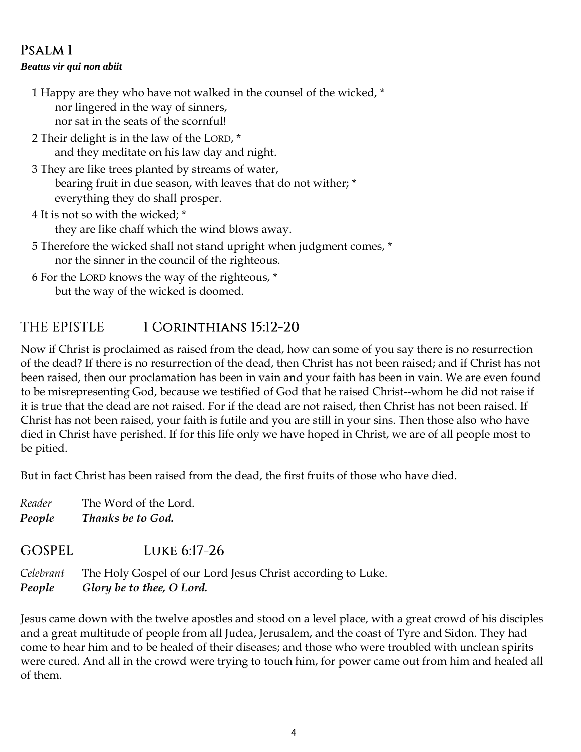## Psalm 1

***Beatus vir qui non abiit***

1 Happy are they who have not walked in the counsel of the wicked, *
  nor lingered in the way of sinners,
  nor sat in the seats of the scornful!

2 Their delight is in the law of the LORD, *
  and they meditate on his law day and night.

3 They are like trees planted by streams of water,
  bearing fruit in due season, with leaves that do not wither; *
  everything they do shall prosper.

4 It is not so with the wicked; *
  they are like chaff which the wind blows away.

5 Therefore the wicked shall not stand upright when judgment comes, *
  nor the sinner in the council of the righteous.

6 For the LORD knows the way of the righteous, *
  but the way of the wicked is doomed.

## The Epistle 1 Corinthians 15:12-20

Now if Christ is proclaimed as raised from the dead, how can some of you say there is no resurrection of the dead? If there is no resurrection of the dead, then Christ has not been raised; and if Christ has not been raised, then our proclamation has been in vain and your faith has been in vain. We are even found to be misrepresenting God, because we testified of God that he raised Christ--whom he did not raise if it is true that the dead are not raised. For if the dead are not raised, then Christ has not been raised. If Christ has not been raised, your faith is futile and you are still in your sins. Then those also who have died in Christ have perished. If for this life only we have hoped in Christ, we are of all people most to be pitied.

But in fact Christ has been raised from the dead, the first fruits of those who have died.

*Reader* The Word of the Lord.
***People*** ***Thanks be to God.***

## Gospel Luke 6:17-26

*Celebrant* The Holy Gospel of our Lord Jesus Christ according to Luke.
***People*** ***Glory be to thee, O Lord.***

Jesus came down with the twelve apostles and stood on a level place, with a great crowd of his disciples and a great multitude of people from all Judea, Jerusalem, and the coast of Tyre and Sidon. They had come to hear him and to be healed of their diseases; and those who were troubled with unclean spirits were cured. And all in the crowd were trying to touch him, for power came out from him and healed all of them.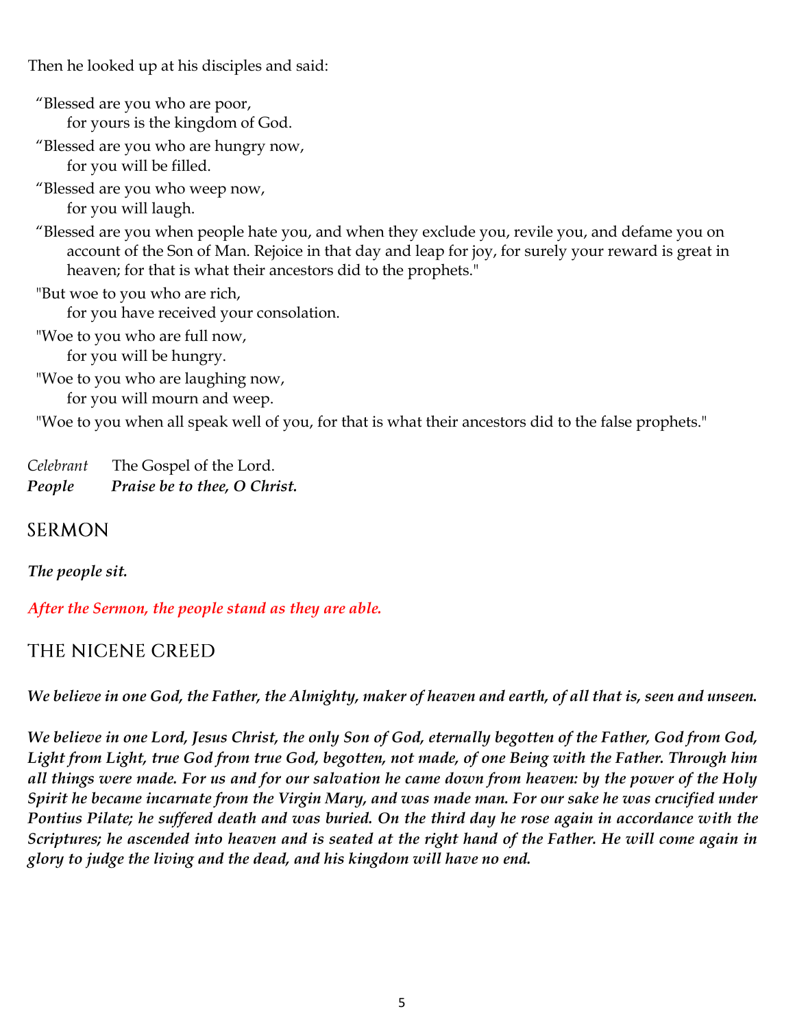Then he looked up at his disciples and said:

“Blessed are you who are poor,
  for yours is the kingdom of God.

“Blessed are you who are hungry now,
  for you will be filled.

“Blessed are you who weep now,
  for you will laugh.

“Blessed are you when people hate you, and when they exclude you, revile you, and defame you on account of the Son of Man. Rejoice in that day and leap for joy, for surely your reward is great in heaven; for that is what their ancestors did to the prophets."

"But woe to you who are rich,
  for you have received your consolation.

"Woe to you who are full now,
  for you will be hungry.

"Woe to you who are laughing now,
  for you will mourn and weep.

"Woe to you when all speak well of you, for that is what their ancestors did to the false prophets."

*Celebrant* The Gospel of the Lord.
***People*** ***Praise be to thee, O Christ.***

## SERMON

***The people sit.***

***After the Sermon, the people stand as they are able.***

## THE NICENE CREED

***We believe in one God, the Father, the Almighty, maker of heaven and earth, of all that is, seen and unseen.***

***We believe in one Lord, Jesus Christ, the only Son of God, eternally begotten of the Father, God from God, Light from Light, true God from true God, begotten, not made, of one Being with the Father. Through him all things were made. For us and for our salvation he came down from heaven: by the power of the Holy Spirit he became incarnate from the Virgin Mary, and was made man. For our sake he was crucified under Pontius Pilate; he suffered death and was buried. On the third day he rose again in accordance with the Scriptures; he ascended into heaven and is seated at the right hand of the Father. He will come again in glory to judge the living and the dead, and his kingdom will have no end.***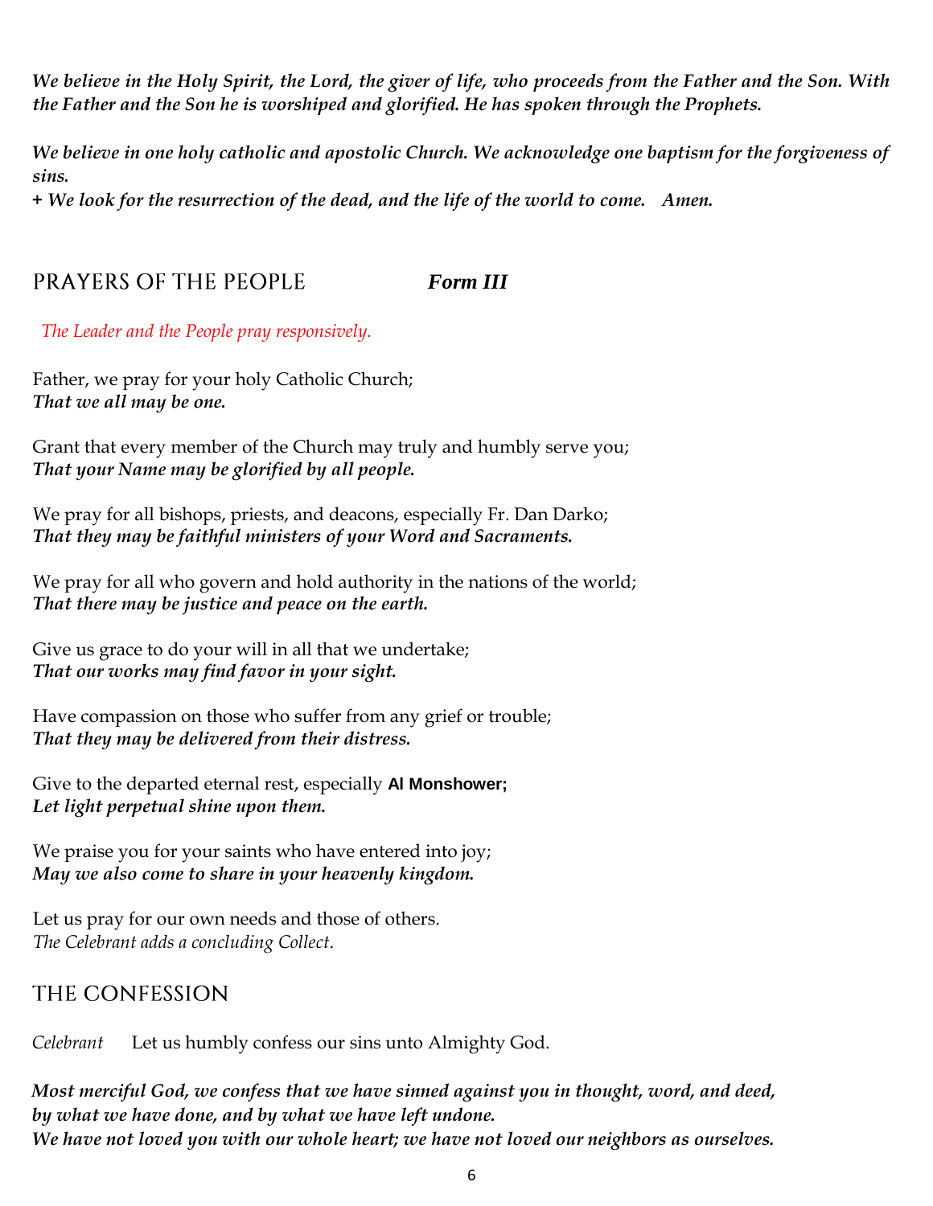***We believe in the Holy Spirit, the Lord, the giver of life, who proceeds from the Father and the Son. With the Father and the Son he is worshiped and glorified. He has spoken through the Prophets.***

***We believe in one holy catholic and apostolic Church. We acknowledge one baptism for the forgiveness of sins.***
***+ We look for the resurrection of the dead, and the life of the world to come. Amen.***

## PRAYERS OF THE PEOPLE ***Form III***

*The Leader and the People pray responsively.*

Father, we pray for your holy Catholic Church;
***That we all may be one.***

Grant that every member of the Church may truly and humbly serve you;
***That your Name may be glorified by all people.***

We pray for all bishops, priests, and deacons, especially Fr. Dan Darko;
***That they may be faithful ministers of your Word and Sacraments.***

We pray for all who govern and hold authority in the nations of the world;
***That there may be justice and peace on the earth.***

Give us grace to do your will in all that we undertake;
***That our works may find favor in your sight.***

Have compassion on those who suffer from any grief or trouble;
***That they may be delivered from their distress.***

Give to the departed eternal rest, especially **Al Monshower;**
***Let light perpetual shine upon them.***

We praise you for your saints who have entered into joy;
***May we also come to share in your heavenly kingdom.***

Let us pray for our own needs and those of others.
*The Celebrant adds a concluding Collect.*

## THE CONFESSION

*Celebrant* Let us humbly confess our sins unto Almighty God.

***Most merciful God, we confess that we have sinned against you in thought, word, and deed,***
***by what we have done, and by what we have left undone.***
***We have not loved you with our whole heart; we have not loved our neighbors as ourselves.***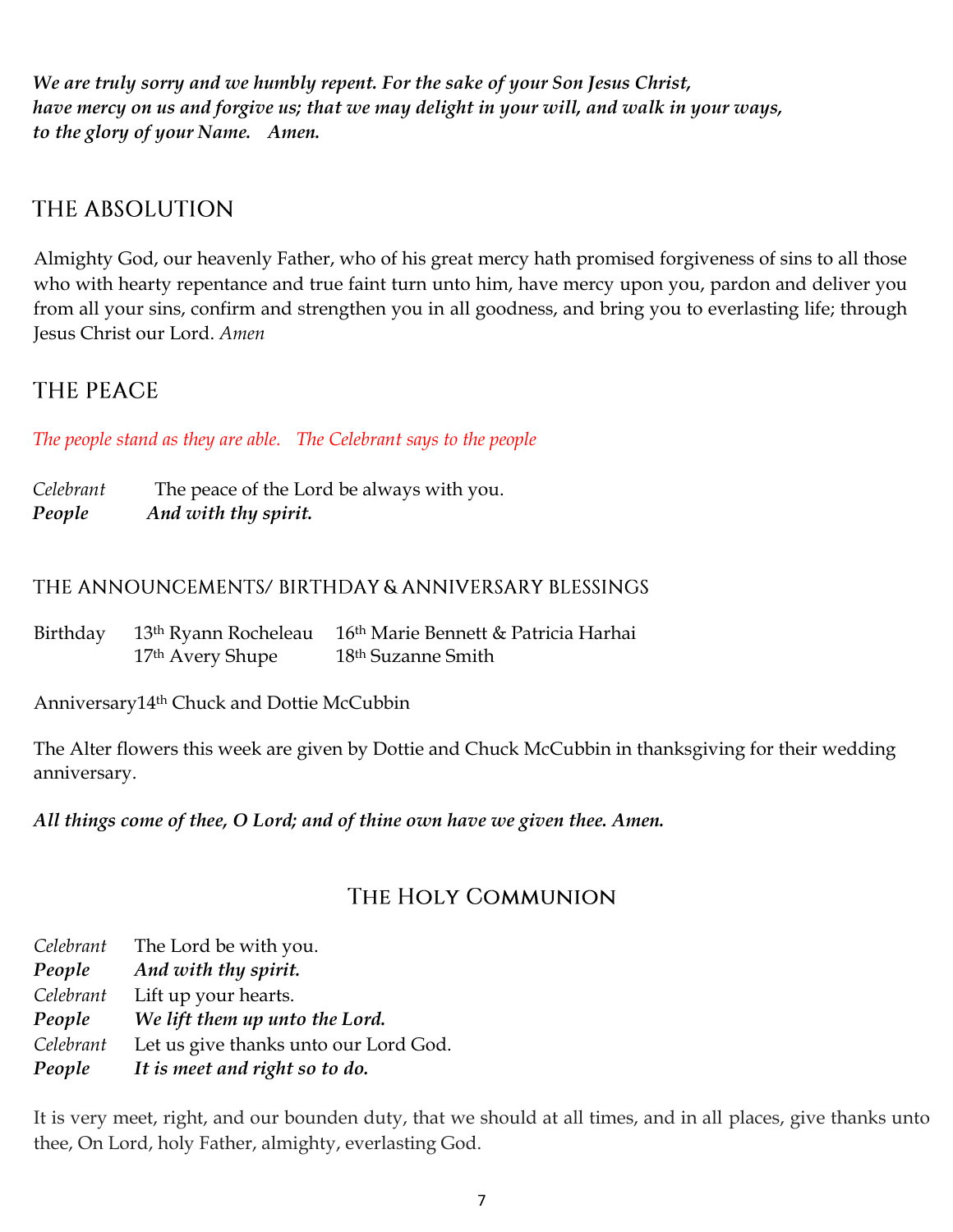***We are truly sorry and we humbly repent. For the sake of your Son Jesus Christ, have mercy on us and forgive us; that we may delight in your will, and walk in your ways, to the glory of your Name. Amen.***

## THE ABSOLUTION

Almighty God, our heavenly Father, who of his great mercy hath promised forgiveness of sins to all those who with hearty repentance and true faint turn unto him, have mercy upon you, pardon and deliver you from all your sins, confirm and strengthen you in all goodness, and bring you to everlasting life; through Jesus Christ our Lord. *Amen*

## THE PEACE

*The people stand as they are able. The Celebrant says to the people*

*Celebrant* The peace of the Lord be always with you.
***People*** ***And with thy spirit.***

## THE ANNOUNCEMENTS/ BIRTHDAY & ANNIVERSARY BLESSINGS

Birthday 13th Ryann Rocheleau 16th Marie Bennett & Patricia Harhai
17th Avery Shupe 18th Suzanne Smith

Anniversary14th Chuck and Dottie McCubbin

The Alter flowers this week are given by Dottie and Chuck McCubbin in thanksgiving for their wedding anniversary.

***All things come of thee, O Lord; and of thine own have we given thee. Amen.***

# The Holy Communion

*Celebrant* The Lord be with you.
***People*** ***And with thy spirit.***
*Celebrant* Lift up your hearts.
***People*** ***We lift them up unto the Lord.***
*Celebrant* Let us give thanks unto our Lord God.
***People*** ***It is meet and right so to do.***

It is very meet, right, and our bounden duty, that we should at all times, and in all places, give thanks unto thee, On Lord, holy Father, almighty, everlasting God.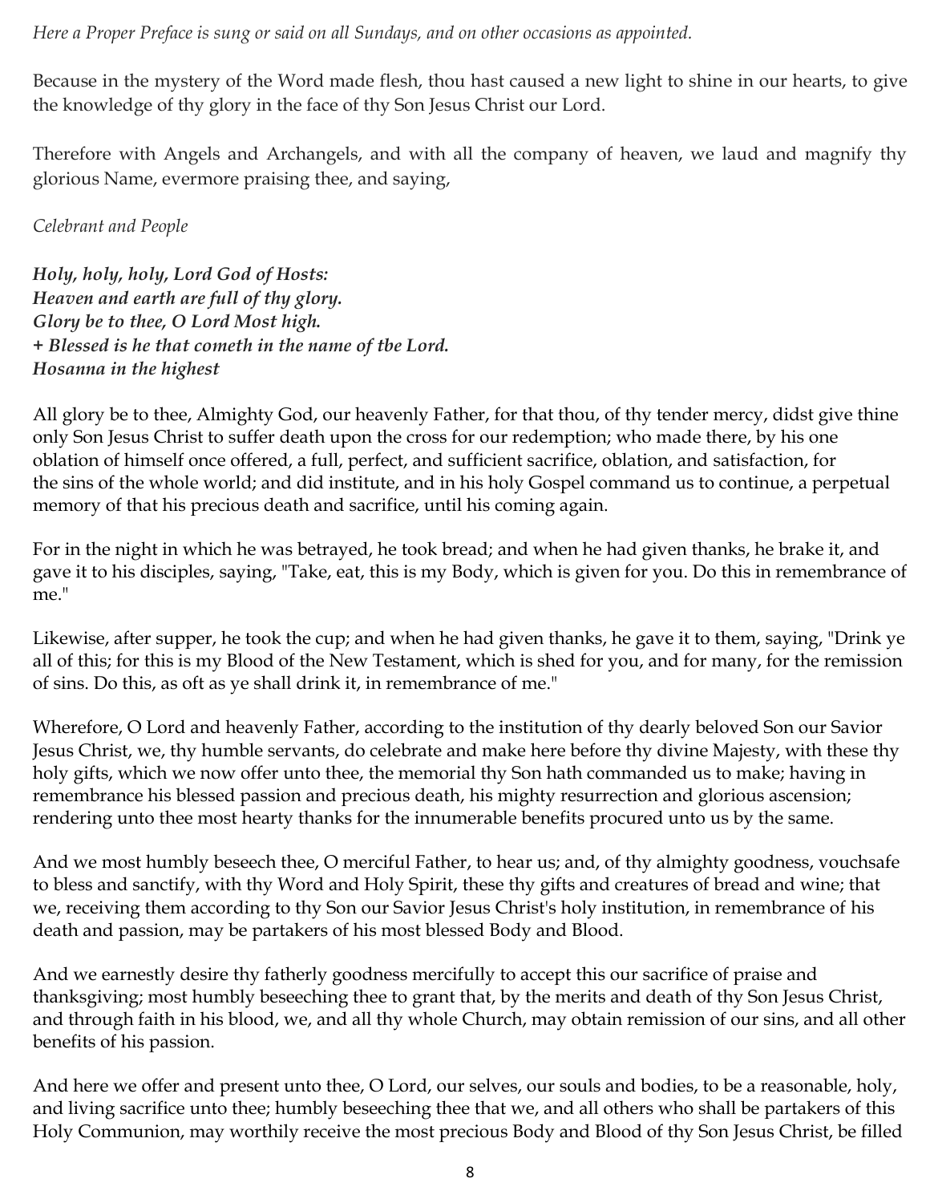*Here a Proper Preface is sung or said on all Sundays, and on other occasions as appointed.*

Because in the mystery of the Word made flesh, thou hast caused a new light to shine in our hearts, to give the knowledge of thy glory in the face of thy Son Jesus Christ our Lord.

Therefore with Angels and Archangels, and with all the company of heaven, we laud and magnify thy glorious Name, evermore praising thee, and saying,

*Celebrant and People*

***Holy, holy, holy, Lord God of Hosts:***
***Heaven and earth are full of thy glory.***
***Glory be to thee, O Lord Most high.***
***+ Blessed is he that cometh in the name of tbe Lord.***
***Hosanna in the highest***

All glory be to thee, Almighty God, our heavenly Father, for that thou, of thy tender mercy, didst give thine only Son Jesus Christ to suffer death upon the cross for our redemption; who made there, by his one oblation of himself once offered, a full, perfect, and sufficient sacrifice, oblation, and satisfaction, for the sins of the whole world; and did institute, and in his holy Gospel command us to continue, a perpetual memory of that his precious death and sacrifice, until his coming again.

For in the night in which he was betrayed, he took bread; and when he had given thanks, he brake it, and gave it to his disciples, saying, "Take, eat, this is my Body, which is given for you. Do this in remembrance of me."

Likewise, after supper, he took the cup; and when he had given thanks, he gave it to them, saying, "Drink ye all of this; for this is my Blood of the New Testament, which is shed for you, and for many, for the remission of sins. Do this, as oft as ye shall drink it, in remembrance of me."

Wherefore, O Lord and heavenly Father, according to the institution of thy dearly beloved Son our Savior Jesus Christ, we, thy humble servants, do celebrate and make here before thy divine Majesty, with these thy holy gifts, which we now offer unto thee, the memorial thy Son hath commanded us to make; having in remembrance his blessed passion and precious death, his mighty resurrection and glorious ascension; rendering unto thee most hearty thanks for the innumerable benefits procured unto us by the same.

And we most humbly beseech thee, O merciful Father, to hear us; and, of thy almighty goodness, vouchsafe to bless and sanctify, with thy Word and Holy Spirit, these thy gifts and creatures of bread and wine; that we, receiving them according to thy Son our Savior Jesus Christ's holy institution, in remembrance of his death and passion, may be partakers of his most blessed Body and Blood.

And we earnestly desire thy fatherly goodness mercifully to accept this our sacrifice of praise and thanksgiving; most humbly beseeching thee to grant that, by the merits and death of thy Son Jesus Christ, and through faith in his blood, we, and all thy whole Church, may obtain remission of our sins, and all other benefits of his passion.

And here we offer and present unto thee, O Lord, our selves, our souls and bodies, to be a reasonable, holy, and living sacrifice unto thee; humbly beseeching thee that we, and all others who shall be partakers of this Holy Communion, may worthily receive the most precious Body and Blood of thy Son Jesus Christ, be filled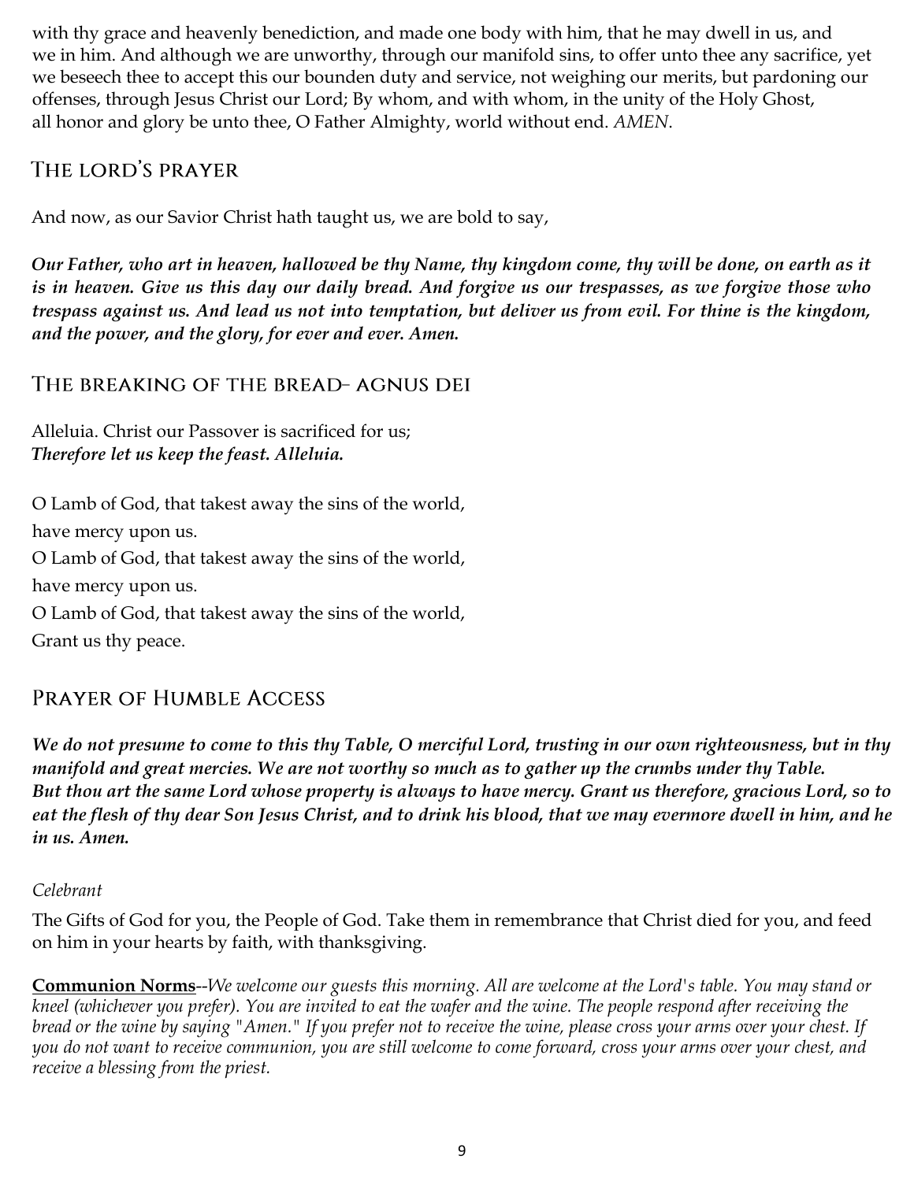with thy grace and heavenly benediction, and made one body with him, that he may dwell in us, and we in him. And although we are unworthy, through our manifold sins, to offer unto thee any sacrifice, yet we beseech thee to accept this our bounden duty and service, not weighing our merits, but pardoning our offenses, through Jesus Christ our Lord; By whom, and with whom, in the unity of the Holy Ghost, all honor and glory be unto thee, O Father Almighty, world without end. *AMEN.*

## The Lord's Prayer

And now, as our Savior Christ hath taught us, we are bold to say,

***Our Father, who art in heaven, hallowed be thy Name, thy kingdom come, thy will be done, on earth as it is in heaven. Give us this day our daily bread. And forgive us our trespasses, as we forgive those who trespass against us. And lead us not into temptation, but deliver us from evil. For thine is the kingdom, and the power, and the glory, for ever and ever. Amen.***

## The Breaking of the Bread– Agnus Dei

Alleluia. Christ our Passover is sacrificed for us;
***Therefore let us keep the feast. Alleluia.***

O Lamb of God, that takest away the sins of the world,
have mercy upon us.
O Lamb of God, that takest away the sins of the world,
have mercy upon us.
O Lamb of God, that takest away the sins of the world,
Grant us thy peace.

## Prayer of Humble Access

***We do not presume to come to this thy Table, O merciful Lord, trusting in our own righteousness, but in thy manifold and great mercies. We are not worthy so much as to gather up the crumbs under thy Table. But thou art the same Lord whose property is always to have mercy. Grant us therefore, gracious Lord, so to eat the flesh of thy dear Son Jesus Christ, and to drink his blood, that we may evermore dwell in him, and he in us. Amen.***

*Celebrant*

The Gifts of God for you, the People of God. Take them in remembrance that Christ died for you, and feed on him in your hearts by faith, with thanksgiving.

**Communion Norms**--*We welcome our guests this morning. All are welcome at the Lord's table. You may stand or kneel (whichever you prefer). You are invited to eat the wafer and the wine. The people respond after receiving the bread or the wine by saying "Amen." If you prefer not to receive the wine, please cross your arms over your chest. If you do not want to receive communion, you are still welcome to come forward, cross your arms over your chest, and receive a blessing from the priest.*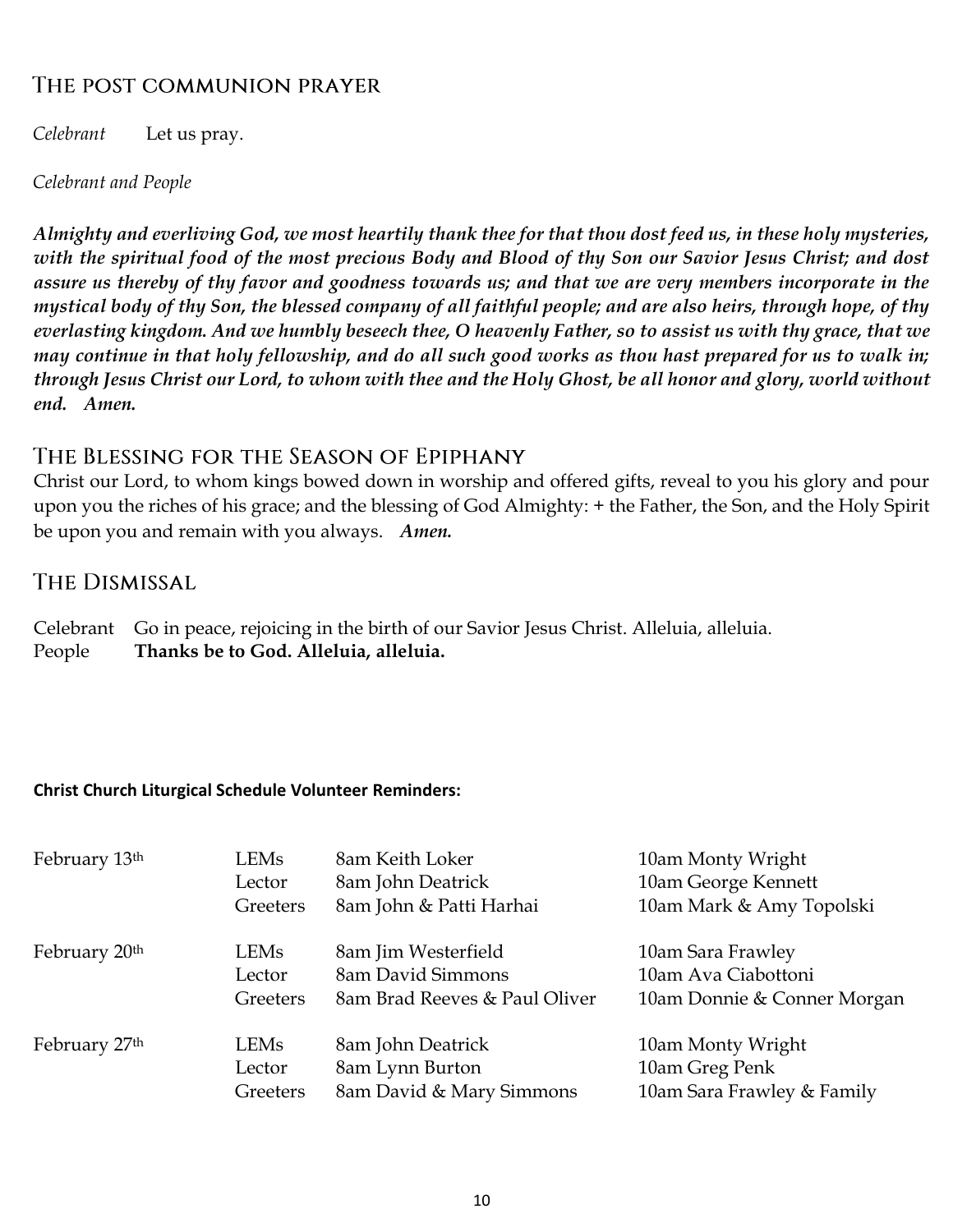## The post communion prayer

*Celebrant* Let us pray.

*Celebrant and People*

***Almighty and everliving God, we most heartily thank thee for that thou dost feed us, in these holy mysteries, with the spiritual food of the most precious Body and Blood of thy Son our Savior Jesus Christ; and dost assure us thereby of thy favor and goodness towards us; and that we are very members incorporate in the mystical body of thy Son, the blessed company of all faithful people; and are also heirs, through hope, of thy everlasting kingdom. And we humbly beseech thee, O heavenly Father, so to assist us with thy grace, that we may continue in that holy fellowship, and do all such good works as thou hast prepared for us to walk in; through Jesus Christ our Lord, to whom with thee and the Holy Ghost, be all honor and glory, world without end. Amen.***

## The Blessing for the Season of Epiphany

Christ our Lord, to whom kings bowed down in worship and offered gifts, reveal to you his glory and pour upon you the riches of his grace; and the blessing of God Almighty: + the Father, the Son, and the Holy Spirit be upon you and remain with you always. ***Amen.***

## The Dismissal

Celebrant Go in peace, rejoicing in the birth of our Savior Jesus Christ. Alleluia, alleluia.
People **Thanks be to God. Alleluia, alleluia.**

**Christ Church Liturgical Schedule Volunteer Reminders:**

| | | | |
|---|---|---|---|
| February 13th | LEMs | 8am Keith Loker | 10am Monty Wright |
| | Lector | 8am John Deatrick | 10am George Kennett |
| | Greeters | 8am John & Patti Harhai | 10am Mark & Amy Topolski |
| February 20th | LEMs | 8am Jim Westerfield | 10am Sara Frawley |
| | Lector | 8am David Simmons | 10am Ava Ciabottoni |
| | Greeters | 8am Brad Reeves & Paul Oliver | 10am Donnie & Conner Morgan |
| February 27th | LEMs | 8am John Deatrick | 10am Monty Wright |
| | Lector | 8am Lynn Burton | 10am Greg Penk |
| | Greeters | 8am David & Mary Simmons | 10am Sara Frawley & Family |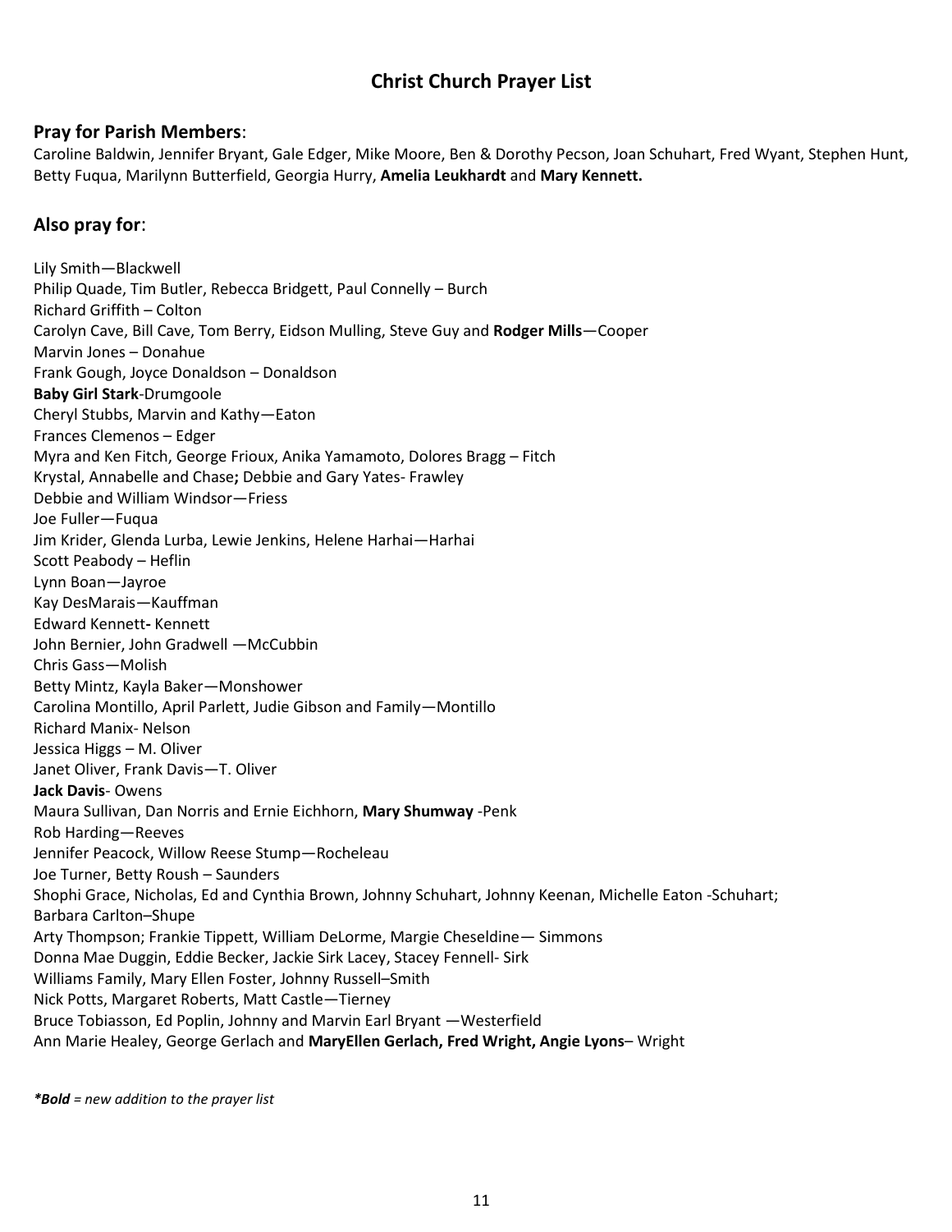## Christ Church Prayer List

### Pray for Parish Members:

Caroline Baldwin, Jennifer Bryant, Gale Edger, Mike Moore, Ben & Dorothy Pecson, Joan Schuhart, Fred Wyant, Stephen Hunt, Betty Fuqua, Marilynn Butterfield, Georgia Hurry, **Amelia Leukhardt** and **Mary Kennett.**

### Also pray for:

Lily Smith—Blackwell
Philip Quade, Tim Butler, Rebecca Bridgett, Paul Connelly – Burch
Richard Griffith – Colton
Carolyn Cave, Bill Cave, Tom Berry, Eidson Mulling, Steve Guy and **Rodger Mills**—Cooper
Marvin Jones – Donahue
Frank Gough, Joyce Donaldson – Donaldson
**Baby Girl Stark**-Drumgoole
Cheryl Stubbs, Marvin and Kathy—Eaton
Frances Clemenos – Edger
Myra and Ken Fitch, George Frioux, Anika Yamamoto, Dolores Bragg – Fitch
Krystal, Annabelle and Chase**;** Debbie and Gary Yates- Frawley
Debbie and William Windsor—Friess
Joe Fuller—Fuqua
Jim Krider, Glenda Lurba, Lewie Jenkins, Helene Harhai—Harhai
Scott Peabody – Heflin
Lynn Boan—Jayroe
Kay DesMarais—Kauffman
Edward Kennett**-** Kennett
John Bernier, John Gradwell —McCubbin
Chris Gass—Molish
Betty Mintz, Kayla Baker—Monshower
Carolina Montillo, April Parlett, Judie Gibson and Family—Montillo
Richard Manix- Nelson
Jessica Higgs – M. Oliver
Janet Oliver, Frank Davis—T. Oliver
**Jack Davis**- Owens
Maura Sullivan, Dan Norris and Ernie Eichhorn, **Mary Shumway** -Penk
Rob Harding—Reeves
Jennifer Peacock, Willow Reese Stump—Rocheleau
Joe Turner, Betty Roush – Saunders
Shophi Grace, Nicholas, Ed and Cynthia Brown, Johnny Schuhart, Johnny Keenan, Michelle Eaton -Schuhart;
Barbara Carlton–Shupe
Arty Thompson; Frankie Tippett, William DeLorme, Margie Cheseldine— Simmons
Donna Mae Duggin, Eddie Becker, Jackie Sirk Lacey, Stacey Fennell- Sirk
Williams Family, Mary Ellen Foster, Johnny Russell–Smith
Nick Potts, Margaret Roberts, Matt Castle—Tierney
Bruce Tobiasson, Ed Poplin, Johnny and Marvin Earl Bryant —Westerfield
Ann Marie Healey, George Gerlach and **MaryEllen Gerlach, Fred Wright, Angie Lyons**– Wright

***Bold** = new addition to the prayer list*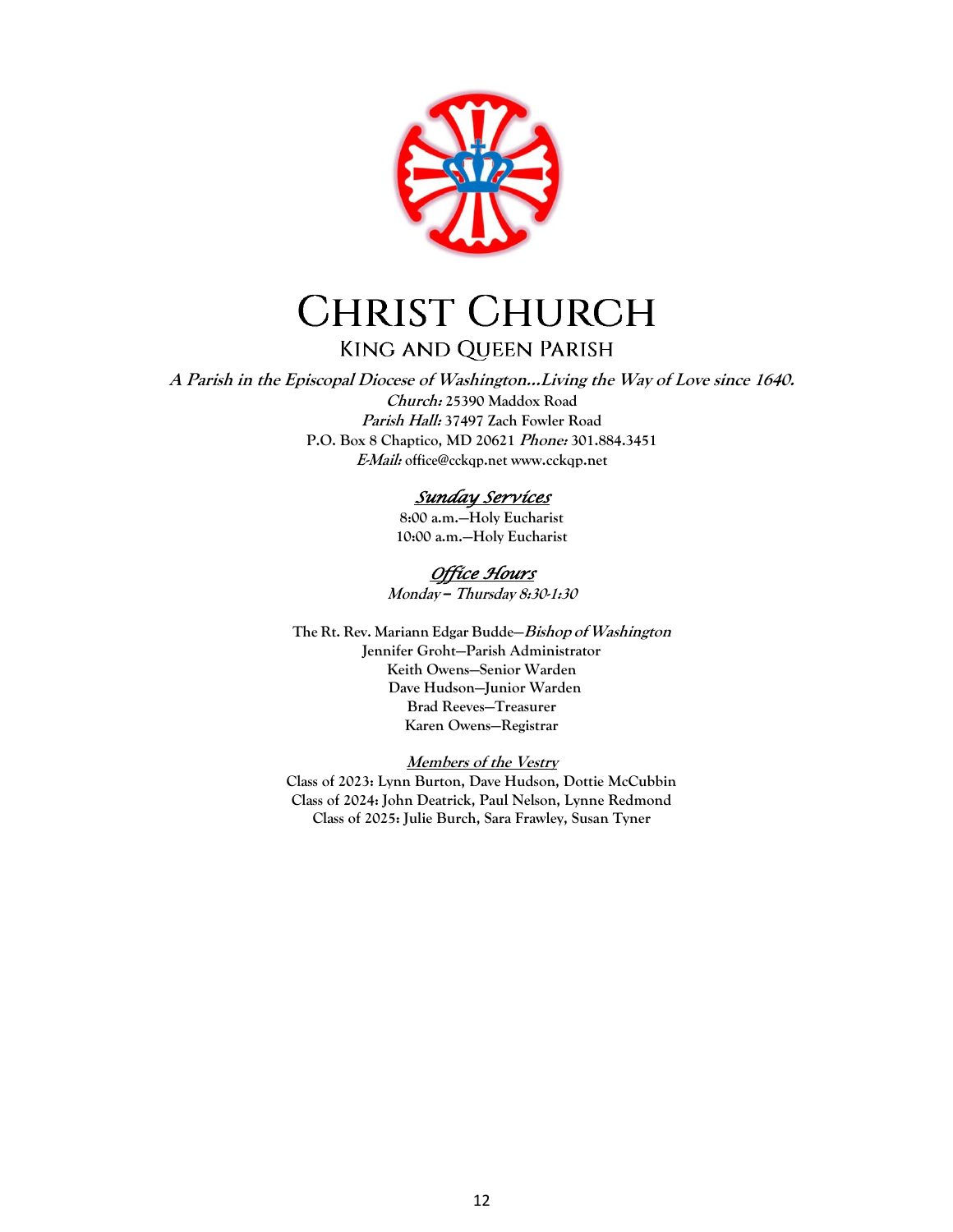# CHRIST CHURCH

## KING AND QUEEN PARISH

***A Parish in the Episcopal Diocese of Washington…Living the Way of Love since 1640.***

***Church:*** **25390 Maddox Road**
***Parish Hall:*** **37497 Zach Fowler Road**
**P.O. Box 8 Chaptico, MD 20621** ***Phone:*** **301.884.3451**
***E-Mail:*** **office@cckqp.net www.cckqp.net**

### *Sunday Services*

**8:00 a.m.—Holy Eucharist**
**10:00 a.m.—Holy Eucharist**

### *Office Hours*

***Monday – Thursday 8:30-1:30***

**The Rt. Rev. Mariann Edgar Budde—*Bishop of Washington***
**Jennifer Groht—Parish Administrator**
**Keith Owens—Senior Warden**
**Dave Hudson—Junior Warden**
**Brad Reeves—Treasurer**
**Karen Owens—Registrar**

### *Members of the Vestry*

**Class of 2023: Lynn Burton, Dave Hudson, Dottie McCubbin**
**Class of 2024: John Deatrick, Paul Nelson, Lynne Redmond**
**Class of 2025: Julie Burch, Sara Frawley, Susan Tyner**